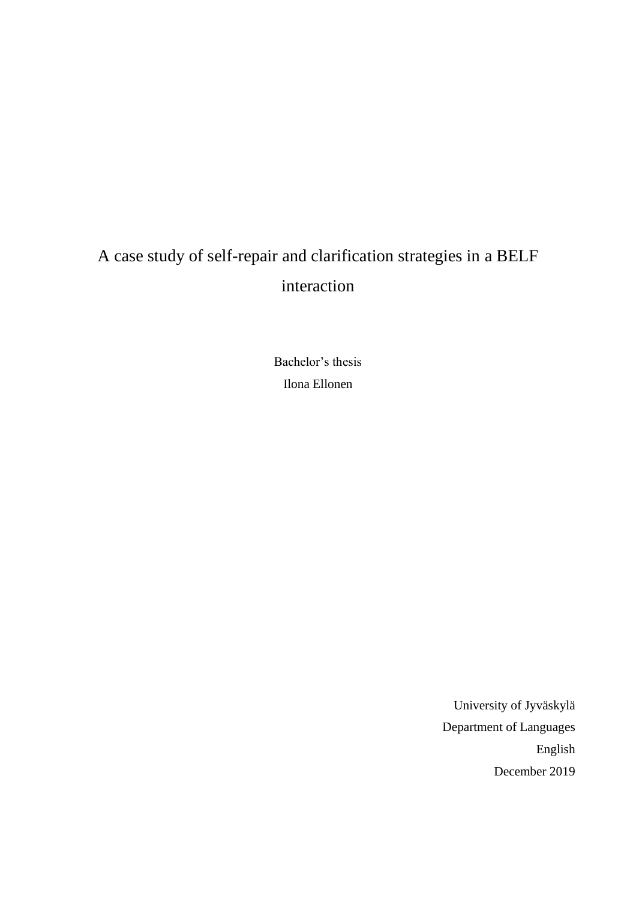# A case study of self-repair and clarification strategies in a BELF interaction

Bachelor's thesis

Ilona Ellonen

University of Jyväskylä

Department of Languages

English

December 2019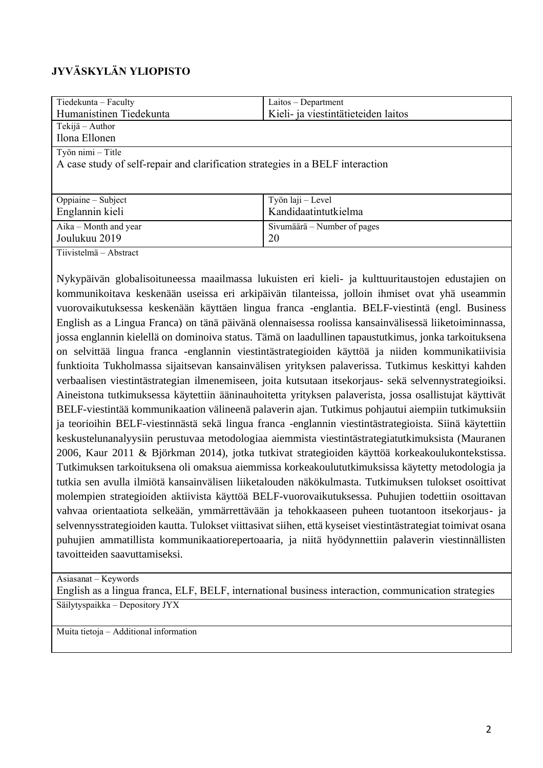**JYVÄSKYLÄN YLIOPISTO**

| Tiedekunta – Faculty<br>Humanistinen Tiedekunta | Laitos – Department<br>Kieli- ja viestintätieteiden laitos |
|---|---|
| Tekijä – Author<br>Ilona Ellonen | |
| Työn nimi – Title<br>A case study of self-repair and clarification strategies in a BELF interaction | |
| Oppiaine – Subject<br>Englannin kieli | Työn laji – Level<br>Kandidaatintutkielma |
| Aika – Month and year<br>Joulukuu 2019 | Sivumäärä – Number of pages<br>20 |

Tiivistelmä – Abstract

Nykypäivän globalisoituneessa maailmassa lukuisten eri kieli- ja kulttuuritaustojen edustajien on kommunikoitava keskenään useissa eri arkipäivän tilanteissa, jolloin ihmiset ovat yhä useammin vuorovaikutuksessa keskenään käyttäen lingua franca -englantia. BELF-viestintä (engl. Business English as a Lingua Franca) on tänä päivänä olennaisessa roolissa kansainvälisessä liiketoiminnassa, jossa englannin kielellä on dominoiva status. Tämä on laadullinen tapaustutkimus, jonka tarkoituksena on selvittää lingua franca -englannin viestintästrategioiden käyttöä ja niiden kommunikatiivisia funktioita Tukholmassa sijaitsevan kansainvälisen yrityksen palaverissa. Tutkimus keskittyi kahden verbaalisen viestintästrategian ilmenemiseen, joita kutsutaan itsekorjaus- sekä selvennystrategioiksi. Aineistona tutkimuksessa käytettiin ääninauhoitetta yrityksen palaverista, jossa osallistujat käyttivät BELF-viestintää kommunikaation välineenä palaverin ajan. Tutkimus pohjautui aiempiin tutkimuksiin ja teorioihin BELF-viestinnästä sekä lingua franca -englannin viestintästrategioista. Siinä käytettiin keskustelunanalyysiin perustuvaa metodologiaa aiemmista viestintästrategiatutkimuksista (Mauranen 2006, Kaur 2011 & Björkman 2014), jotka tutkivat strategioiden käyttöä korkeakoulukontekstissa. Tutkimuksen tarkoituksena oli omaksua aiemmissa korkeakoulututkimuksissa käytetty metodologia ja tutkia sen avulla ilmiötä kansainvälisen liiketalouden näkökulmasta. Tutkimuksen tulokset osoittivat molempien strategioiden aktiivista käyttöä BELF-vuorovaikutuksessa. Puhujien todettiin osoittavan vahvaa orientaatiota selkeään, ymmärrettävään ja tehokkaaseen puheen tuotantoon itsekorjaus- ja selvennysstrategioiden kautta. Tulokset viittasivat siihen, että kyseiset viestintästrategiat toimivat osana puhujien ammatillista kommunikaatiorepertoaaria, ja niitä hyödynnettiin palaverin viestinnällisten tavoitteiden saavuttamiseksi.

Asiasanat – Keywords
English as a lingua franca, ELF, BELF, international business interaction, communication strategies

Säilytyspaikka – Depository JYX

Muita tietoja – Additional information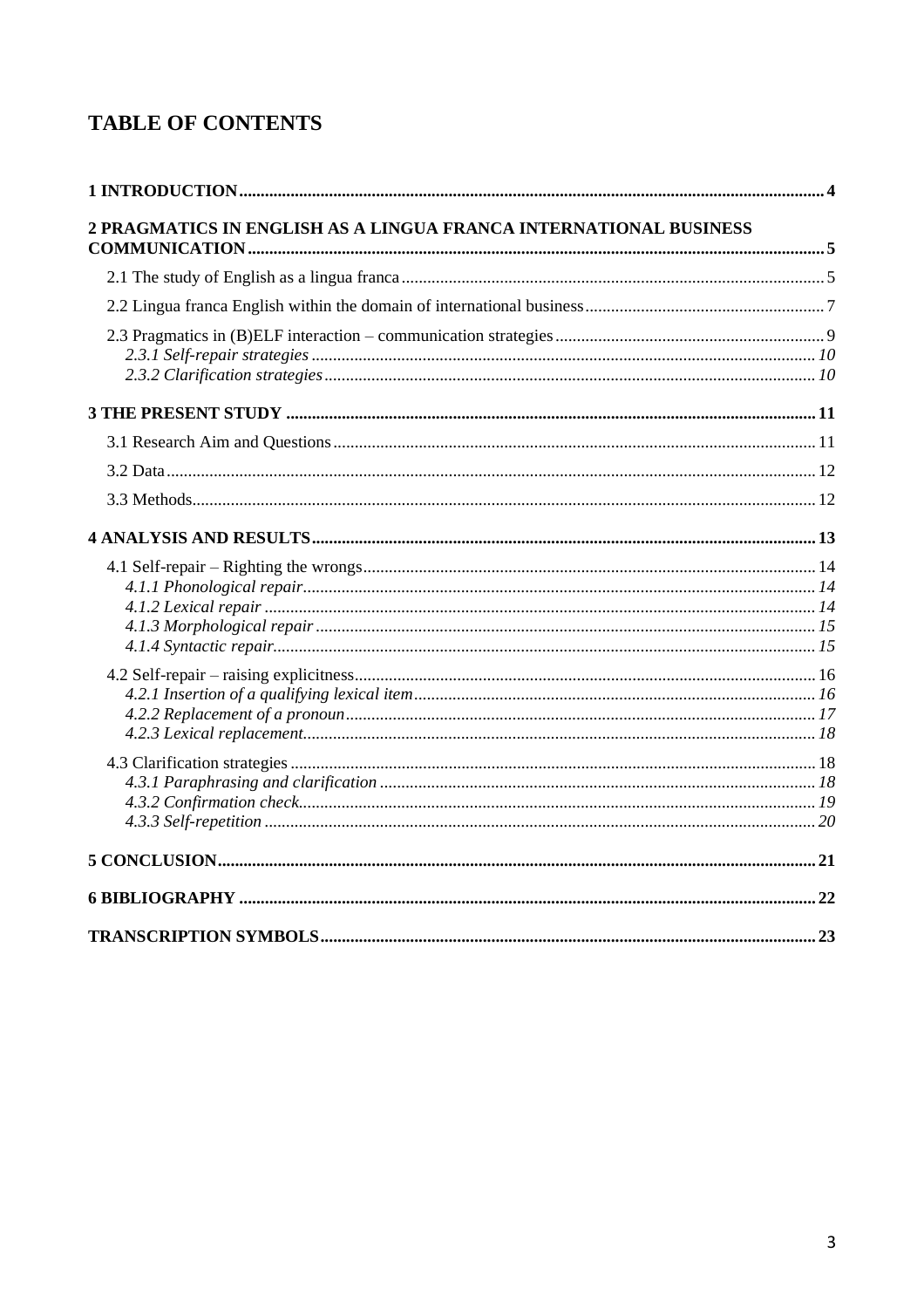# TABLE OF CONTENTS

**1 INTRODUCTION** ........ 4

**2 PRAGMATICS IN ENGLISH AS A LINGUA FRANCA INTERNATIONAL BUSINESS COMMUNICATION** ........ 5

- 2.1 The study of English as a lingua franca ........ 5
- 2.2 Lingua franca English within the domain of international business ........ 7
- 2.3 Pragmatics in (B)ELF interaction – communication strategies ........ 9
  - *2.3.1 Self-repair strategies* ........ *10*
  - *2.3.2 Clarification strategies* ........ *10*

**3 THE PRESENT STUDY** ........ 11

- 3.1 Research Aim and Questions ........ 11
- 3.2 Data ........ 12
- 3.3 Methods ........ 12

**4 ANALYSIS AND RESULTS** ........ 13

- 4.1 Self-repair – Righting the wrongs ........ 14
  - *4.1.1 Phonological repair* ........ *14*
  - *4.1.2 Lexical repair* ........ *14*
  - *4.1.3 Morphological repair* ........ *15*
  - *4.1.4 Syntactic repair* ........ *15*
- 4.2 Self-repair – raising explicitness ........ 16
  - *4.2.1 Insertion of a qualifying lexical item* ........ *16*
  - *4.2.2 Replacement of a pronoun* ........ *17*
  - *4.2.3 Lexical replacement* ........ *18*
- 4.3 Clarification strategies ........ 18
  - *4.3.1 Paraphrasing and clarification* ........ *18*
  - *4.3.2 Confirmation check* ........ *19*
  - *4.3.3 Self-repetition* ........ *20*

**5 CONCLUSION** ........ 21

**6 BIBLIOGRAPHY** ........ 22

**TRANSCRIPTION SYMBOLS** ........ 23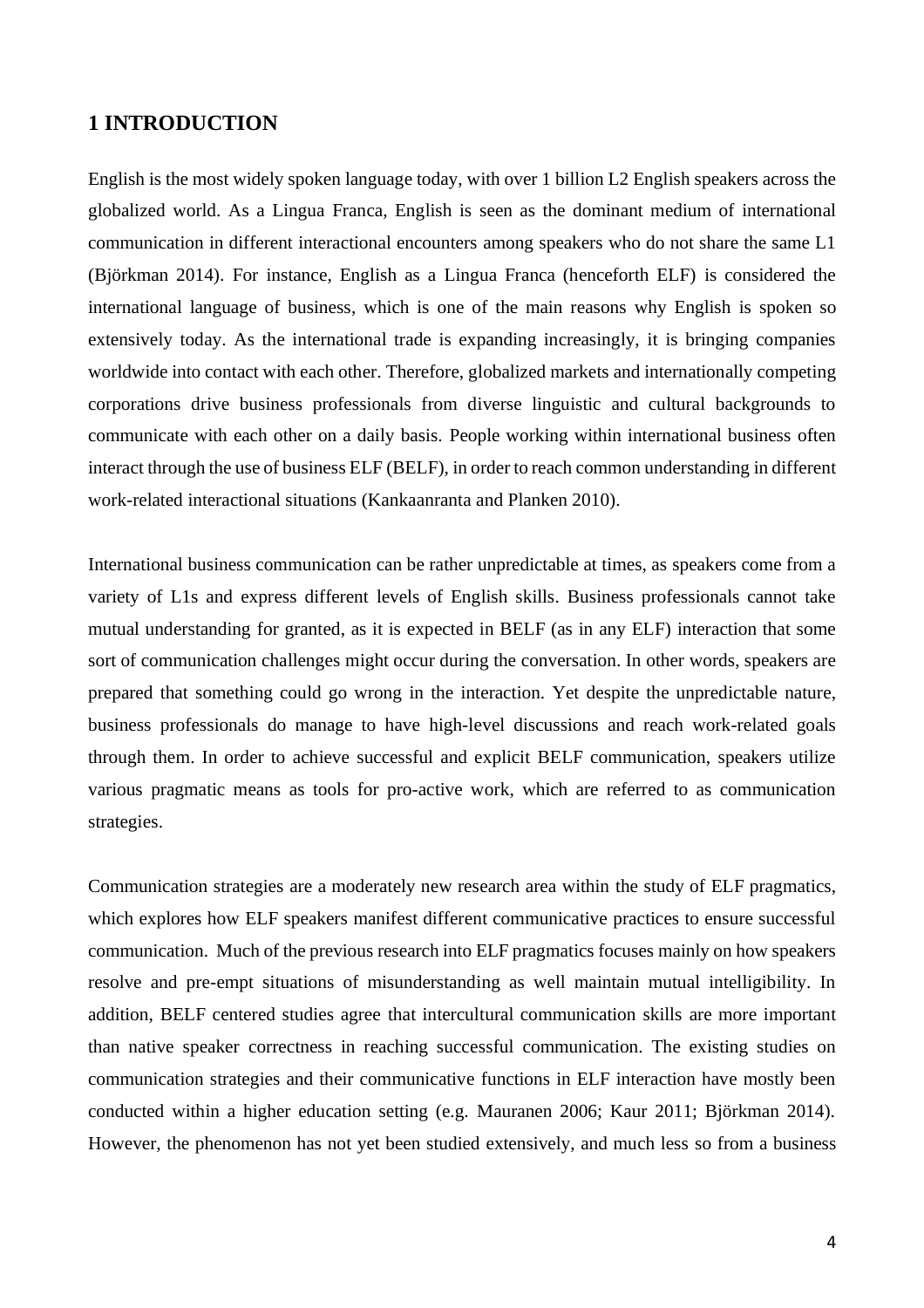# 1 INTRODUCTION

English is the most widely spoken language today, with over 1 billion L2 English speakers across the globalized world. As a Lingua Franca, English is seen as the dominant medium of international communication in different interactional encounters among speakers who do not share the same L1 (Björkman 2014). For instance, English as a Lingua Franca (henceforth ELF) is considered the international language of business, which is one of the main reasons why English is spoken so extensively today. As the international trade is expanding increasingly, it is bringing companies worldwide into contact with each other. Therefore, globalized markets and internationally competing corporations drive business professionals from diverse linguistic and cultural backgrounds to communicate with each other on a daily basis. People working within international business often interact through the use of business ELF (BELF), in order to reach common understanding in different work-related interactional situations (Kankaanranta and Planken 2010).

International business communication can be rather unpredictable at times, as speakers come from a variety of L1s and express different levels of English skills. Business professionals cannot take mutual understanding for granted, as it is expected in BELF (as in any ELF) interaction that some sort of communication challenges might occur during the conversation. In other words, speakers are prepared that something could go wrong in the interaction. Yet despite the unpredictable nature, business professionals do manage to have high-level discussions and reach work-related goals through them. In order to achieve successful and explicit BELF communication, speakers utilize various pragmatic means as tools for pro-active work, which are referred to as communication strategies.

Communication strategies are a moderately new research area within the study of ELF pragmatics, which explores how ELF speakers manifest different communicative practices to ensure successful communication. Much of the previous research into ELF pragmatics focuses mainly on how speakers resolve and pre-empt situations of misunderstanding as well maintain mutual intelligibility. In addition, BELF centered studies agree that intercultural communication skills are more important than native speaker correctness in reaching successful communication. The existing studies on communication strategies and their communicative functions in ELF interaction have mostly been conducted within a higher education setting (e.g. Mauranen 2006; Kaur 2011; Björkman 2014). However, the phenomenon has not yet been studied extensively, and much less so from a business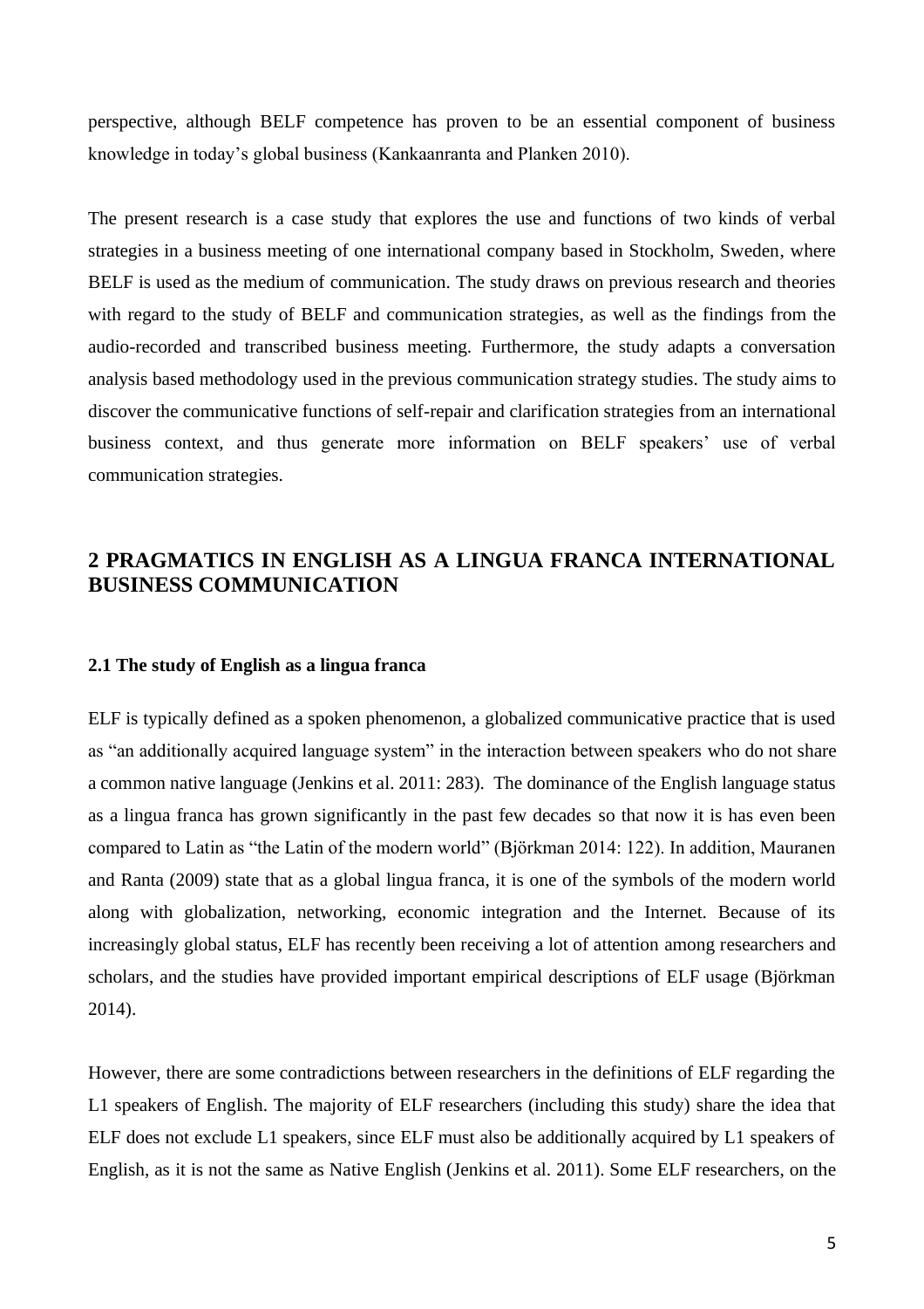perspective, although BELF competence has proven to be an essential component of business knowledge in today's global business (Kankaanranta and Planken 2010).

The present research is a case study that explores the use and functions of two kinds of verbal strategies in a business meeting of one international company based in Stockholm, Sweden, where BELF is used as the medium of communication. The study draws on previous research and theories with regard to the study of BELF and communication strategies, as well as the findings from the audio-recorded and transcribed business meeting. Furthermore, the study adapts a conversation analysis based methodology used in the previous communication strategy studies. The study aims to discover the communicative functions of self-repair and clarification strategies from an international business context, and thus generate more information on BELF speakers' use of verbal communication strategies.

## 2 PRAGMATICS IN ENGLISH AS A LINGUA FRANCA INTERNATIONAL BUSINESS COMMUNICATION

### 2.1 The study of English as a lingua franca

ELF is typically defined as a spoken phenomenon, a globalized communicative practice that is used as "an additionally acquired language system" in the interaction between speakers who do not share a common native language (Jenkins et al. 2011: 283). The dominance of the English language status as a lingua franca has grown significantly in the past few decades so that now it is has even been compared to Latin as "the Latin of the modern world" (Björkman 2014: 122). In addition, Mauranen and Ranta (2009) state that as a global lingua franca, it is one of the symbols of the modern world along with globalization, networking, economic integration and the Internet. Because of its increasingly global status, ELF has recently been receiving a lot of attention among researchers and scholars, and the studies have provided important empirical descriptions of ELF usage (Björkman 2014).

However, there are some contradictions between researchers in the definitions of ELF regarding the L1 speakers of English. The majority of ELF researchers (including this study) share the idea that ELF does not exclude L1 speakers, since ELF must also be additionally acquired by L1 speakers of English, as it is not the same as Native English (Jenkins et al. 2011). Some ELF researchers, on the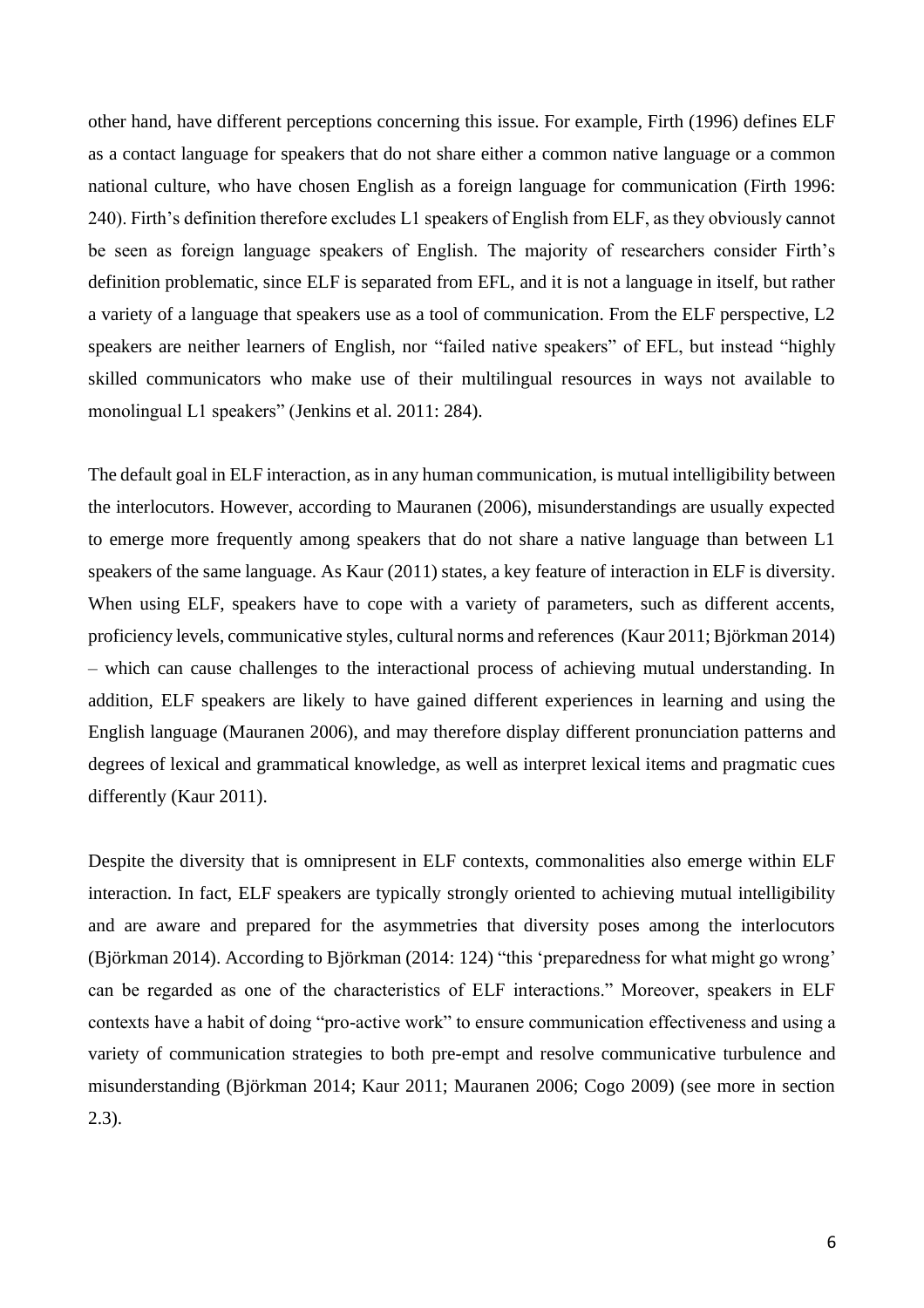other hand, have different perceptions concerning this issue. For example, Firth (1996) defines ELF as a contact language for speakers that do not share either a common native language or a common national culture, who have chosen English as a foreign language for communication (Firth 1996: 240). Firth's definition therefore excludes L1 speakers of English from ELF, as they obviously cannot be seen as foreign language speakers of English. The majority of researchers consider Firth's definition problematic, since ELF is separated from EFL, and it is not a language in itself, but rather a variety of a language that speakers use as a tool of communication. From the ELF perspective, L2 speakers are neither learners of English, nor "failed native speakers" of EFL, but instead "highly skilled communicators who make use of their multilingual resources in ways not available to monolingual L1 speakers" (Jenkins et al. 2011: 284).

The default goal in ELF interaction, as in any human communication, is mutual intelligibility between the interlocutors. However, according to Mauranen (2006), misunderstandings are usually expected to emerge more frequently among speakers that do not share a native language than between L1 speakers of the same language. As Kaur (2011) states, a key feature of interaction in ELF is diversity. When using ELF, speakers have to cope with a variety of parameters, such as different accents, proficiency levels, communicative styles, cultural norms and references (Kaur 2011; Björkman 2014) – which can cause challenges to the interactional process of achieving mutual understanding. In addition, ELF speakers are likely to have gained different experiences in learning and using the English language (Mauranen 2006), and may therefore display different pronunciation patterns and degrees of lexical and grammatical knowledge, as well as interpret lexical items and pragmatic cues differently (Kaur 2011).

Despite the diversity that is omnipresent in ELF contexts, commonalities also emerge within ELF interaction. In fact, ELF speakers are typically strongly oriented to achieving mutual intelligibility and are aware and prepared for the asymmetries that diversity poses among the interlocutors (Björkman 2014). According to Björkman (2014: 124) "this 'preparedness for what might go wrong' can be regarded as one of the characteristics of ELF interactions." Moreover, speakers in ELF contexts have a habit of doing "pro-active work" to ensure communication effectiveness and using a variety of communication strategies to both pre-empt and resolve communicative turbulence and misunderstanding (Björkman 2014; Kaur 2011; Mauranen 2006; Cogo 2009) (see more in section 2.3).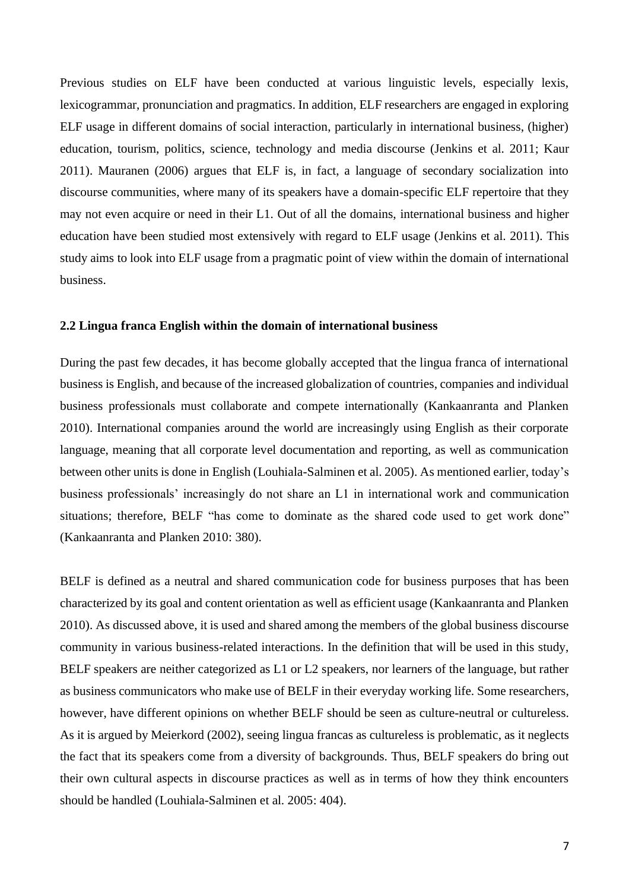Previous studies on ELF have been conducted at various linguistic levels, especially lexis, lexicogrammar, pronunciation and pragmatics. In addition, ELF researchers are engaged in exploring ELF usage in different domains of social interaction, particularly in international business, (higher) education, tourism, politics, science, technology and media discourse (Jenkins et al. 2011; Kaur 2011). Mauranen (2006) argues that ELF is, in fact, a language of secondary socialization into discourse communities, where many of its speakers have a domain-specific ELF repertoire that they may not even acquire or need in their L1. Out of all the domains, international business and higher education have been studied most extensively with regard to ELF usage (Jenkins et al. 2011). This study aims to look into ELF usage from a pragmatic point of view within the domain of international business.

### 2.2 Lingua franca English within the domain of international business

During the past few decades, it has become globally accepted that the lingua franca of international business is English, and because of the increased globalization of countries, companies and individual business professionals must collaborate and compete internationally (Kankaanranta and Planken 2010). International companies around the world are increasingly using English as their corporate language, meaning that all corporate level documentation and reporting, as well as communication between other units is done in English (Louhiala-Salminen et al. 2005). As mentioned earlier, today's business professionals' increasingly do not share an L1 in international work and communication situations; therefore, BELF "has come to dominate as the shared code used to get work done" (Kankaanranta and Planken 2010: 380).

BELF is defined as a neutral and shared communication code for business purposes that has been characterized by its goal and content orientation as well as efficient usage (Kankaanranta and Planken 2010). As discussed above, it is used and shared among the members of the global business discourse community in various business-related interactions. In the definition that will be used in this study, BELF speakers are neither categorized as L1 or L2 speakers, nor learners of the language, but rather as business communicators who make use of BELF in their everyday working life. Some researchers, however, have different opinions on whether BELF should be seen as culture-neutral or cultureless. As it is argued by Meierkord (2002), seeing lingua francas as cultureless is problematic, as it neglects the fact that its speakers come from a diversity of backgrounds. Thus, BELF speakers do bring out their own cultural aspects in discourse practices as well as in terms of how they think encounters should be handled (Louhiala-Salminen et al. 2005: 404).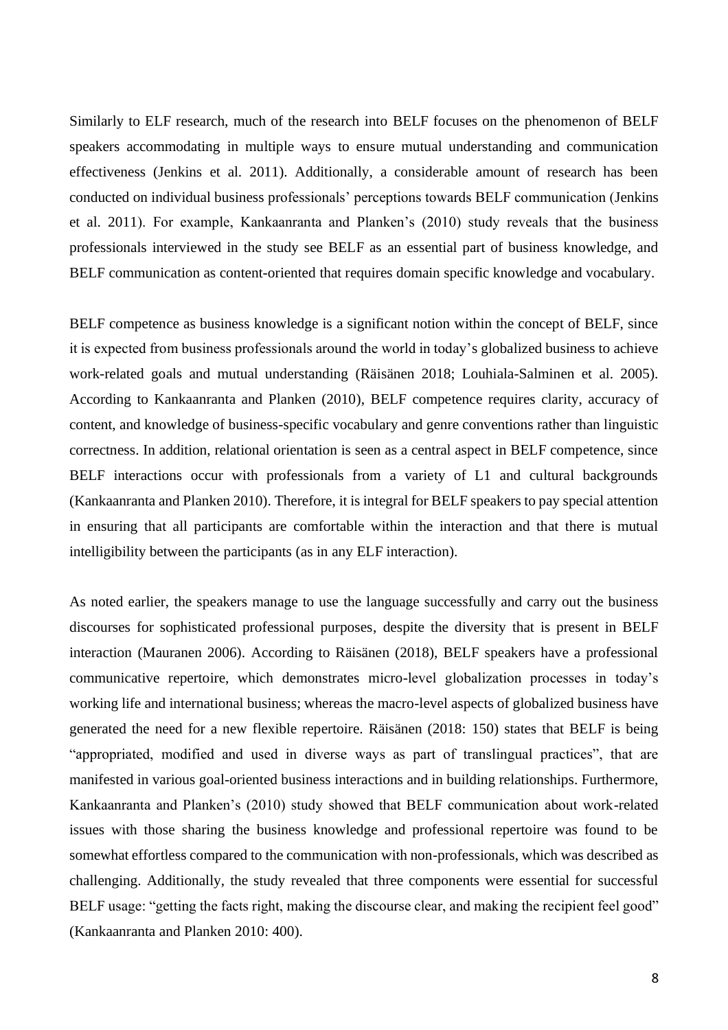Similarly to ELF research, much of the research into BELF focuses on the phenomenon of BELF speakers accommodating in multiple ways to ensure mutual understanding and communication effectiveness (Jenkins et al. 2011). Additionally, a considerable amount of research has been conducted on individual business professionals' perceptions towards BELF communication (Jenkins et al. 2011). For example, Kankaanranta and Planken's (2010) study reveals that the business professionals interviewed in the study see BELF as an essential part of business knowledge, and BELF communication as content-oriented that requires domain specific knowledge and vocabulary.

BELF competence as business knowledge is a significant notion within the concept of BELF, since it is expected from business professionals around the world in today's globalized business to achieve work-related goals and mutual understanding (Räisänen 2018; Louhiala-Salminen et al. 2005). According to Kankaanranta and Planken (2010), BELF competence requires clarity, accuracy of content, and knowledge of business-specific vocabulary and genre conventions rather than linguistic correctness. In addition, relational orientation is seen as a central aspect in BELF competence, since BELF interactions occur with professionals from a variety of L1 and cultural backgrounds (Kankaanranta and Planken 2010). Therefore, it is integral for BELF speakers to pay special attention in ensuring that all participants are comfortable within the interaction and that there is mutual intelligibility between the participants (as in any ELF interaction).

As noted earlier, the speakers manage to use the language successfully and carry out the business discourses for sophisticated professional purposes, despite the diversity that is present in BELF interaction (Mauranen 2006). According to Räisänen (2018), BELF speakers have a professional communicative repertoire, which demonstrates micro-level globalization processes in today's working life and international business; whereas the macro-level aspects of globalized business have generated the need for a new flexible repertoire. Räisänen (2018: 150) states that BELF is being "appropriated, modified and used in diverse ways as part of translingual practices", that are manifested in various goal-oriented business interactions and in building relationships. Furthermore, Kankaanranta and Planken's (2010) study showed that BELF communication about work-related issues with those sharing the business knowledge and professional repertoire was found to be somewhat effortless compared to the communication with non-professionals, which was described as challenging. Additionally, the study revealed that three components were essential for successful BELF usage: "getting the facts right, making the discourse clear, and making the recipient feel good" (Kankaanranta and Planken 2010: 400).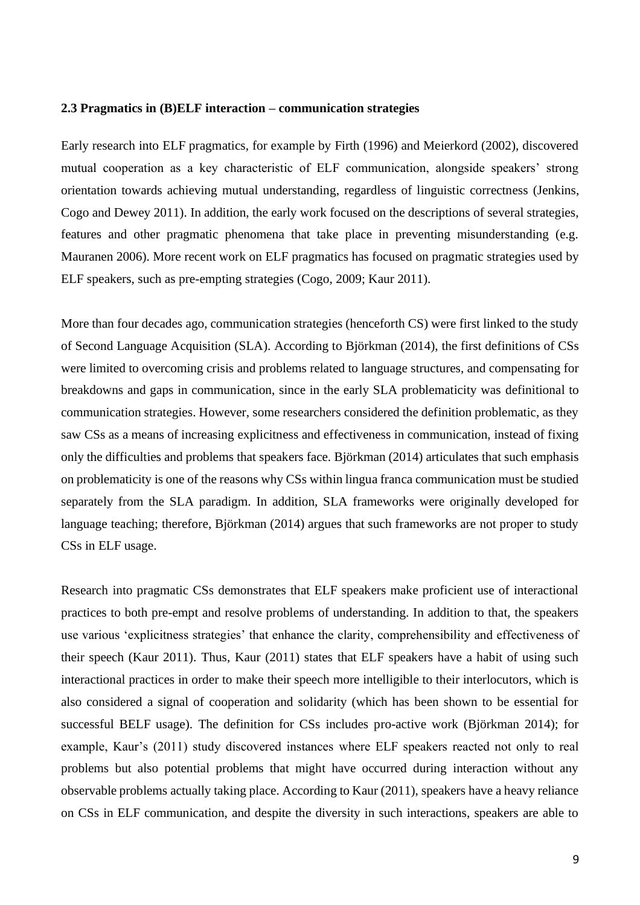### 2.3 Pragmatics in (B)ELF interaction – communication strategies

Early research into ELF pragmatics, for example by Firth (1996) and Meierkord (2002), discovered mutual cooperation as a key characteristic of ELF communication, alongside speakers' strong orientation towards achieving mutual understanding, regardless of linguistic correctness (Jenkins, Cogo and Dewey 2011). In addition, the early work focused on the descriptions of several strategies, features and other pragmatic phenomena that take place in preventing misunderstanding (e.g. Mauranen 2006). More recent work on ELF pragmatics has focused on pragmatic strategies used by ELF speakers, such as pre-empting strategies (Cogo, 2009; Kaur 2011).

More than four decades ago, communication strategies (henceforth CS) were first linked to the study of Second Language Acquisition (SLA). According to Björkman (2014), the first definitions of CSs were limited to overcoming crisis and problems related to language structures, and compensating for breakdowns and gaps in communication, since in the early SLA problematicity was definitional to communication strategies. However, some researchers considered the definition problematic, as they saw CSs as a means of increasing explicitness and effectiveness in communication, instead of fixing only the difficulties and problems that speakers face. Björkman (2014) articulates that such emphasis on problematicity is one of the reasons why CSs within lingua franca communication must be studied separately from the SLA paradigm. In addition, SLA frameworks were originally developed for language teaching; therefore, Björkman (2014) argues that such frameworks are not proper to study CSs in ELF usage.

Research into pragmatic CSs demonstrates that ELF speakers make proficient use of interactional practices to both pre-empt and resolve problems of understanding. In addition to that, the speakers use various 'explicitness strategies' that enhance the clarity, comprehensibility and effectiveness of their speech (Kaur 2011). Thus, Kaur (2011) states that ELF speakers have a habit of using such interactional practices in order to make their speech more intelligible to their interlocutors, which is also considered a signal of cooperation and solidarity (which has been shown to be essential for successful BELF usage). The definition for CSs includes pro-active work (Björkman 2014); for example, Kaur's (2011) study discovered instances where ELF speakers reacted not only to real problems but also potential problems that might have occurred during interaction without any observable problems actually taking place. According to Kaur (2011), speakers have a heavy reliance on CSs in ELF communication, and despite the diversity in such interactions, speakers are able to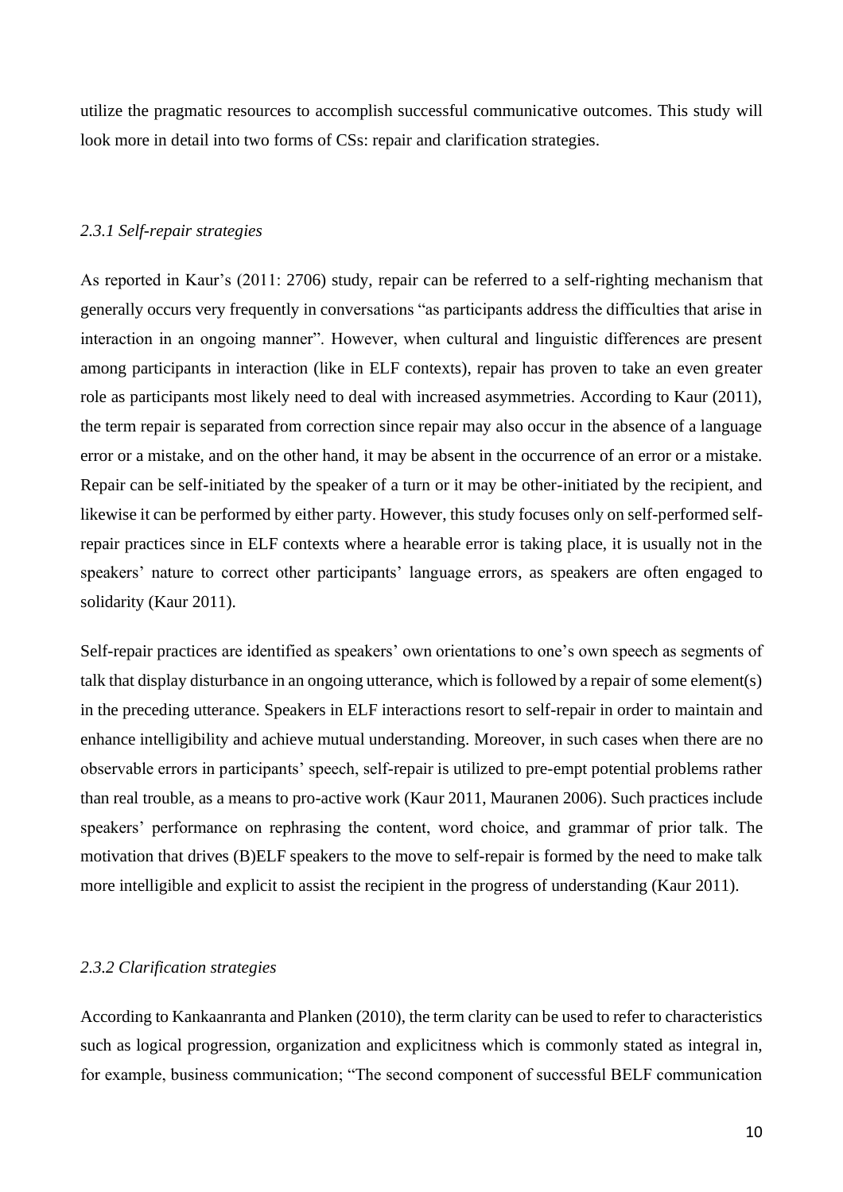utilize the pragmatic resources to accomplish successful communicative outcomes. This study will look more in detail into two forms of CSs: repair and clarification strategies.

### *2.3.1 Self-repair strategies*

As reported in Kaur's (2011: 2706) study, repair can be referred to a self-righting mechanism that generally occurs very frequently in conversations "as participants address the difficulties that arise in interaction in an ongoing manner". However, when cultural and linguistic differences are present among participants in interaction (like in ELF contexts), repair has proven to take an even greater role as participants most likely need to deal with increased asymmetries. According to Kaur (2011), the term repair is separated from correction since repair may also occur in the absence of a language error or a mistake, and on the other hand, it may be absent in the occurrence of an error or a mistake. Repair can be self-initiated by the speaker of a turn or it may be other-initiated by the recipient, and likewise it can be performed by either party. However, this study focuses only on self-performed self-repair practices since in ELF contexts where a hearable error is taking place, it is usually not in the speakers' nature to correct other participants' language errors, as speakers are often engaged to solidarity (Kaur 2011).

Self-repair practices are identified as speakers' own orientations to one's own speech as segments of talk that display disturbance in an ongoing utterance, which is followed by a repair of some element(s) in the preceding utterance. Speakers in ELF interactions resort to self-repair in order to maintain and enhance intelligibility and achieve mutual understanding. Moreover, in such cases when there are no observable errors in participants' speech, self-repair is utilized to pre-empt potential problems rather than real trouble, as a means to pro-active work (Kaur 2011, Mauranen 2006). Such practices include speakers' performance on rephrasing the content, word choice, and grammar of prior talk. The motivation that drives (B)ELF speakers to the move to self-repair is formed by the need to make talk more intelligible and explicit to assist the recipient in the progress of understanding (Kaur 2011).

### *2.3.2 Clarification strategies*

According to Kankaanranta and Planken (2010), the term clarity can be used to refer to characteristics such as logical progression, organization and explicitness which is commonly stated as integral in, for example, business communication; "The second component of successful BELF communication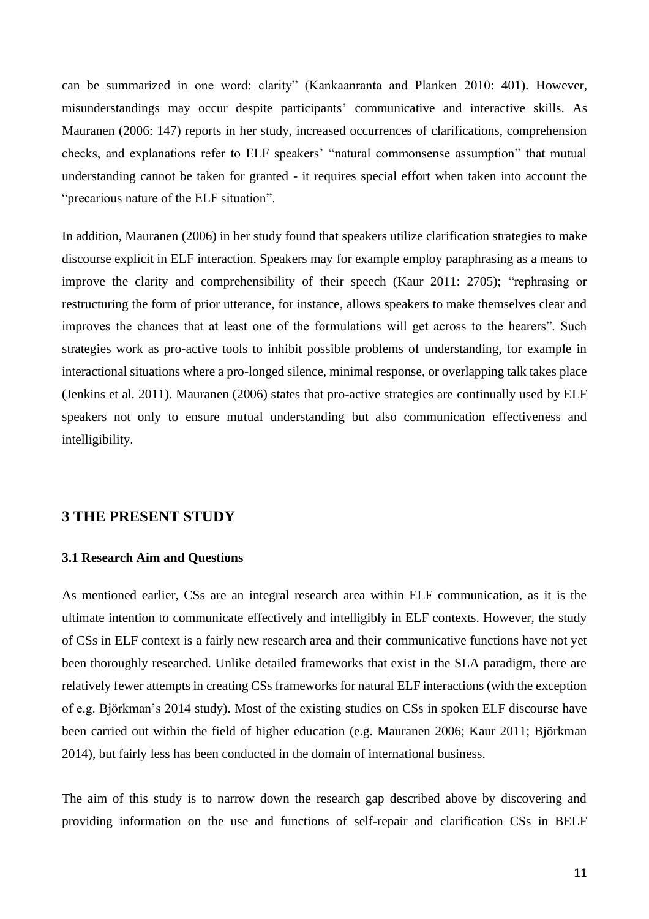can be summarized in one word: clarity" (Kankaanranta and Planken 2010: 401). However, misunderstandings may occur despite participants' communicative and interactive skills. As Mauranen (2006: 147) reports in her study, increased occurrences of clarifications, comprehension checks, and explanations refer to ELF speakers' "natural commonsense assumption" that mutual understanding cannot be taken for granted - it requires special effort when taken into account the "precarious nature of the ELF situation".

In addition, Mauranen (2006) in her study found that speakers utilize clarification strategies to make discourse explicit in ELF interaction. Speakers may for example employ paraphrasing as a means to improve the clarity and comprehensibility of their speech (Kaur 2011: 2705); "rephrasing or restructuring the form of prior utterance, for instance, allows speakers to make themselves clear and improves the chances that at least one of the formulations will get across to the hearers". Such strategies work as pro-active tools to inhibit possible problems of understanding, for example in interactional situations where a pro-longed silence, minimal response, or overlapping talk takes place (Jenkins et al. 2011). Mauranen (2006) states that pro-active strategies are continually used by ELF speakers not only to ensure mutual understanding but also communication effectiveness and intelligibility.

## 3 THE PRESENT STUDY

### 3.1 Research Aim and Questions

As mentioned earlier, CSs are an integral research area within ELF communication, as it is the ultimate intention to communicate effectively and intelligibly in ELF contexts. However, the study of CSs in ELF context is a fairly new research area and their communicative functions have not yet been thoroughly researched. Unlike detailed frameworks that exist in the SLA paradigm, there are relatively fewer attempts in creating CSs frameworks for natural ELF interactions (with the exception of e.g. Björkman's 2014 study). Most of the existing studies on CSs in spoken ELF discourse have been carried out within the field of higher education (e.g. Mauranen 2006; Kaur 2011; Björkman 2014), but fairly less has been conducted in the domain of international business.

The aim of this study is to narrow down the research gap described above by discovering and providing information on the use and functions of self-repair and clarification CSs in BELF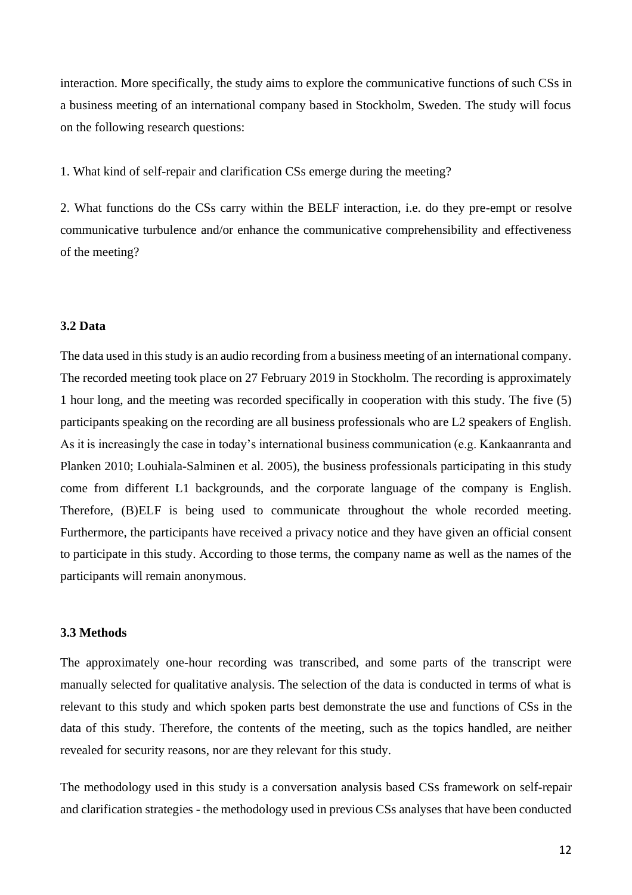interaction. More specifically, the study aims to explore the communicative functions of such CSs in a business meeting of an international company based in Stockholm, Sweden. The study will focus on the following research questions:

1. What kind of self-repair and clarification CSs emerge during the meeting?

2. What functions do the CSs carry within the BELF interaction, i.e. do they pre-empt or resolve communicative turbulence and/or enhance the communicative comprehensibility and effectiveness of the meeting?

### 3.2 Data

The data used in this study is an audio recording from a business meeting of an international company. The recorded meeting took place on 27 February 2019 in Stockholm. The recording is approximately 1 hour long, and the meeting was recorded specifically in cooperation with this study. The five (5) participants speaking on the recording are all business professionals who are L2 speakers of English. As it is increasingly the case in today's international business communication (e.g. Kankaanranta and Planken 2010; Louhiala-Salminen et al. 2005), the business professionals participating in this study come from different L1 backgrounds, and the corporate language of the company is English. Therefore, (B)ELF is being used to communicate throughout the whole recorded meeting. Furthermore, the participants have received a privacy notice and they have given an official consent to participate in this study. According to those terms, the company name as well as the names of the participants will remain anonymous.

### 3.3 Methods

The approximately one-hour recording was transcribed, and some parts of the transcript were manually selected for qualitative analysis. The selection of the data is conducted in terms of what is relevant to this study and which spoken parts best demonstrate the use and functions of CSs in the data of this study. Therefore, the contents of the meeting, such as the topics handled, are neither revealed for security reasons, nor are they relevant for this study.

The methodology used in this study is a conversation analysis based CSs framework on self-repair and clarification strategies - the methodology used in previous CSs analyses that have been conducted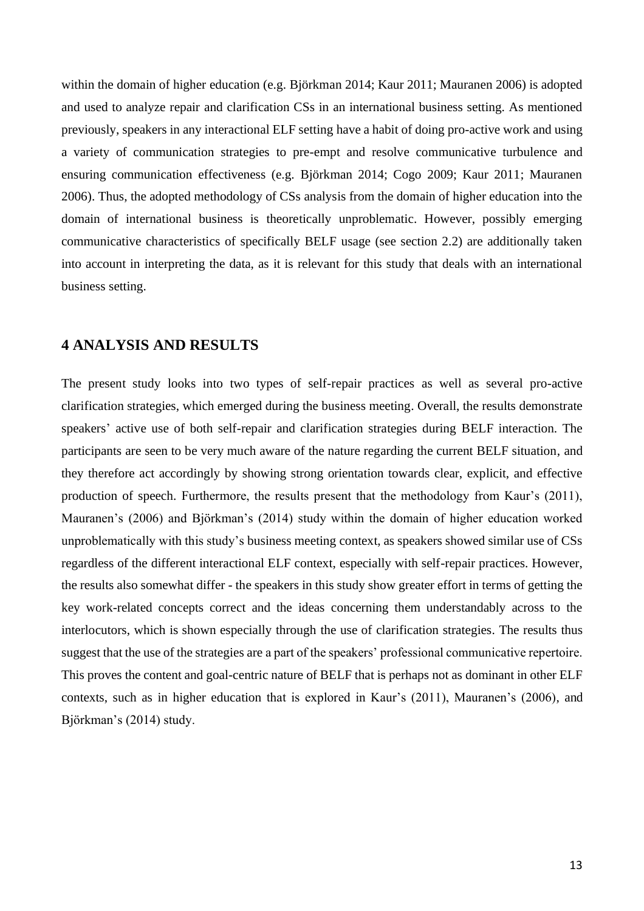within the domain of higher education (e.g. Björkman 2014; Kaur 2011; Mauranen 2006) is adopted and used to analyze repair and clarification CSs in an international business setting. As mentioned previously, speakers in any interactional ELF setting have a habit of doing pro-active work and using a variety of communication strategies to pre-empt and resolve communicative turbulence and ensuring communication effectiveness (e.g. Björkman 2014; Cogo 2009; Kaur 2011; Mauranen 2006). Thus, the adopted methodology of CSs analysis from the domain of higher education into the domain of international business is theoretically unproblematic. However, possibly emerging communicative characteristics of specifically BELF usage (see section 2.2) are additionally taken into account in interpreting the data, as it is relevant for this study that deals with an international business setting.

## 4 ANALYSIS AND RESULTS

The present study looks into two types of self-repair practices as well as several pro-active clarification strategies, which emerged during the business meeting. Overall, the results demonstrate speakers' active use of both self-repair and clarification strategies during BELF interaction. The participants are seen to be very much aware of the nature regarding the current BELF situation, and they therefore act accordingly by showing strong orientation towards clear, explicit, and effective production of speech. Furthermore, the results present that the methodology from Kaur's (2011), Mauranen's (2006) and Björkman's (2014) study within the domain of higher education worked unproblematically with this study's business meeting context, as speakers showed similar use of CSs regardless of the different interactional ELF context, especially with self-repair practices. However, the results also somewhat differ - the speakers in this study show greater effort in terms of getting the key work-related concepts correct and the ideas concerning them understandably across to the interlocutors, which is shown especially through the use of clarification strategies. The results thus suggest that the use of the strategies are a part of the speakers' professional communicative repertoire. This proves the content and goal-centric nature of BELF that is perhaps not as dominant in other ELF contexts, such as in higher education that is explored in Kaur's (2011), Mauranen's (2006), and Björkman's (2014) study.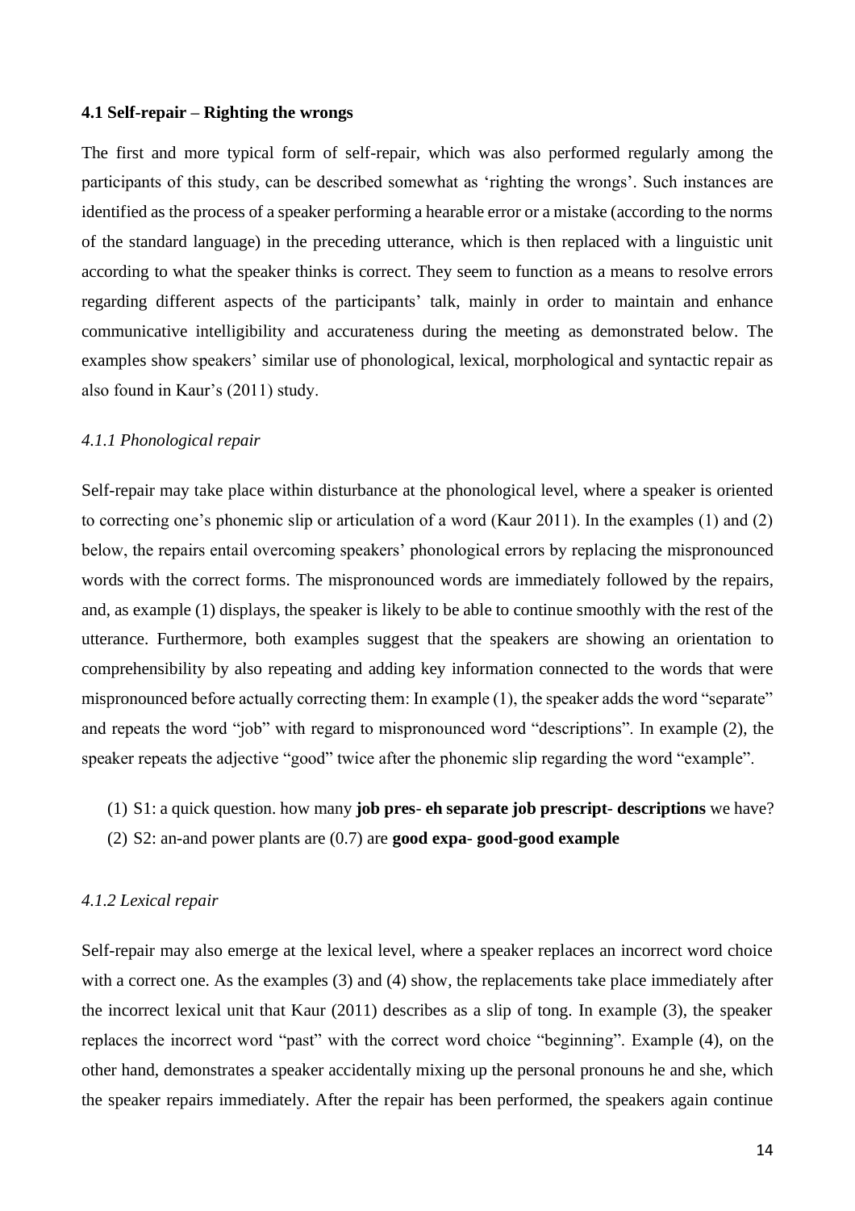### 4.1 Self-repair – Righting the wrongs

The first and more typical form of self-repair, which was also performed regularly among the participants of this study, can be described somewhat as 'righting the wrongs'. Such instances are identified as the process of a speaker performing a hearable error or a mistake (according to the norms of the standard language) in the preceding utterance, which is then replaced with a linguistic unit according to what the speaker thinks is correct. They seem to function as a means to resolve errors regarding different aspects of the participants' talk, mainly in order to maintain and enhance communicative intelligibility and accurateness during the meeting as demonstrated below. The examples show speakers' similar use of phonological, lexical, morphological and syntactic repair as also found in Kaur's (2011) study.

#### *4.1.1 Phonological repair*

Self-repair may take place within disturbance at the phonological level, where a speaker is oriented to correcting one's phonemic slip or articulation of a word (Kaur 2011). In the examples (1) and (2) below, the repairs entail overcoming speakers' phonological errors by replacing the mispronounced words with the correct forms. The mispronounced words are immediately followed by the repairs, and, as example (1) displays, the speaker is likely to be able to continue smoothly with the rest of the utterance. Furthermore, both examples suggest that the speakers are showing an orientation to comprehensibility by also repeating and adding key information connected to the words that were mispronounced before actually correcting them: In example (1), the speaker adds the word "separate" and repeats the word "job" with regard to mispronounced word "descriptions". In example (2), the speaker repeats the adjective "good" twice after the phonemic slip regarding the word "example".

(1) S1: a quick question. how many **job pres- eh separate job prescript- descriptions** we have?

(2) S2: an-and power plants are (0.7) are **good expa- good-good example**

#### *4.1.2 Lexical repair*

Self-repair may also emerge at the lexical level, where a speaker replaces an incorrect word choice with a correct one. As the examples (3) and (4) show, the replacements take place immediately after the incorrect lexical unit that Kaur (2011) describes as a slip of tong. In example (3), the speaker replaces the incorrect word "past" with the correct word choice "beginning". Example (4), on the other hand, demonstrates a speaker accidentally mixing up the personal pronouns he and she, which the speaker repairs immediately. After the repair has been performed, the speakers again continue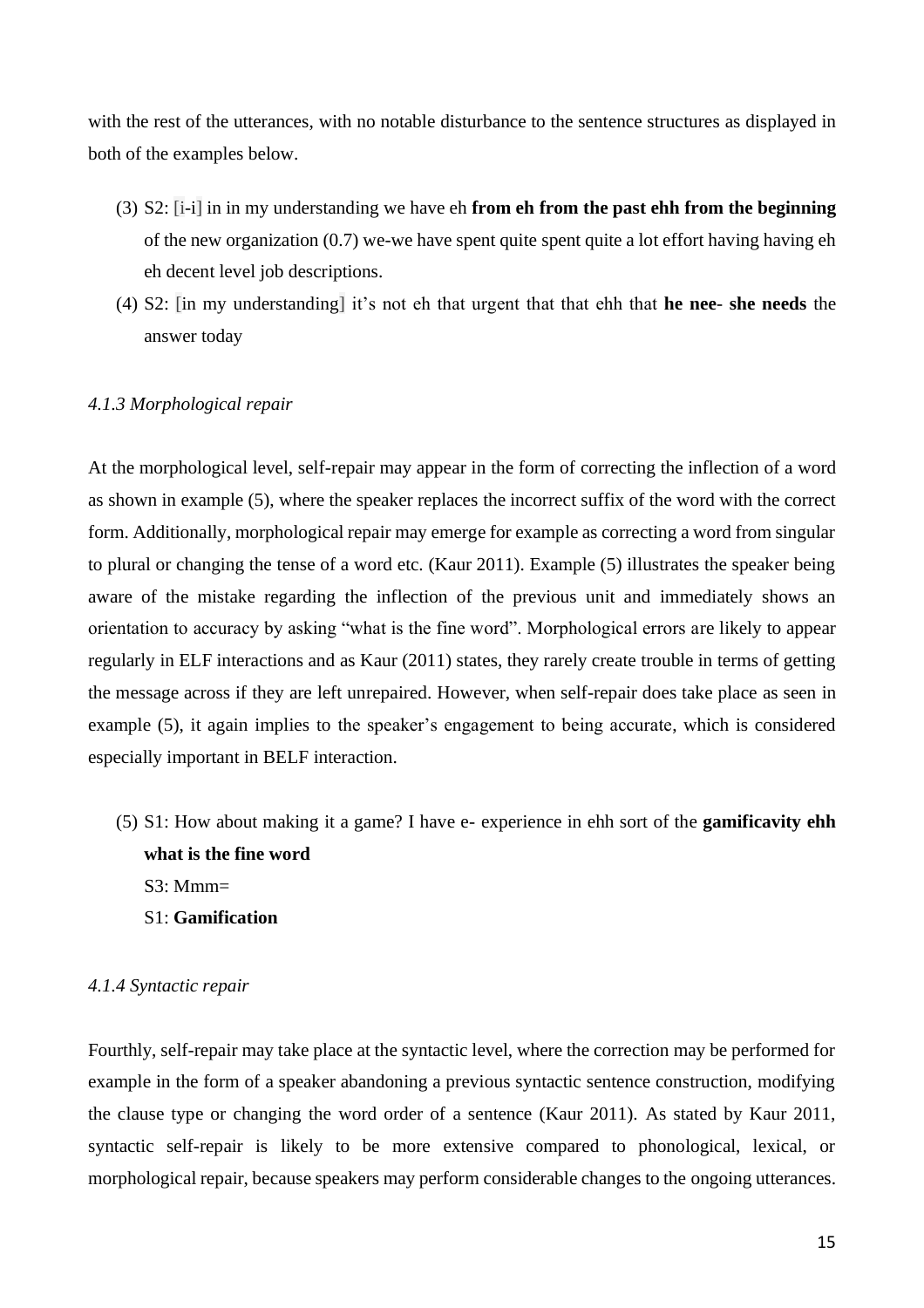with the rest of the utterances, with no notable disturbance to the sentence structures as displayed in both of the examples below.

(3) S2: [i-i] in in my understanding we have eh **from eh from the past ehh from the beginning** of the new organization (0.7) we-we have spent quite spent quite a lot effort having having eh eh decent level job descriptions.

(4) S2: [in my understanding] it's not eh that urgent that that ehh that **he nee- she needs** the answer today

*4.1.3 Morphological repair*

At the morphological level, self-repair may appear in the form of correcting the inflection of a word as shown in example (5), where the speaker replaces the incorrect suffix of the word with the correct form. Additionally, morphological repair may emerge for example as correcting a word from singular to plural or changing the tense of a word etc. (Kaur 2011). Example (5) illustrates the speaker being aware of the mistake regarding the inflection of the previous unit and immediately shows an orientation to accuracy by asking "what is the fine word". Morphological errors are likely to appear regularly in ELF interactions and as Kaur (2011) states, they rarely create trouble in terms of getting the message across if they are left unrepaired. However, when self-repair does take place as seen in example (5), it again implies to the speaker's engagement to being accurate, which is considered especially important in BELF interaction.

(5) S1: How about making it a game? I have e- experience in ehh sort of the **gamificavity ehh what is the fine word**
S3: Mmm=
S1: **Gamification**

*4.1.4 Syntactic repair*

Fourthly, self-repair may take place at the syntactic level, where the correction may be performed for example in the form of a speaker abandoning a previous syntactic sentence construction, modifying the clause type or changing the word order of a sentence (Kaur 2011). As stated by Kaur 2011, syntactic self-repair is likely to be more extensive compared to phonological, lexical, or morphological repair, because speakers may perform considerable changes to the ongoing utterances.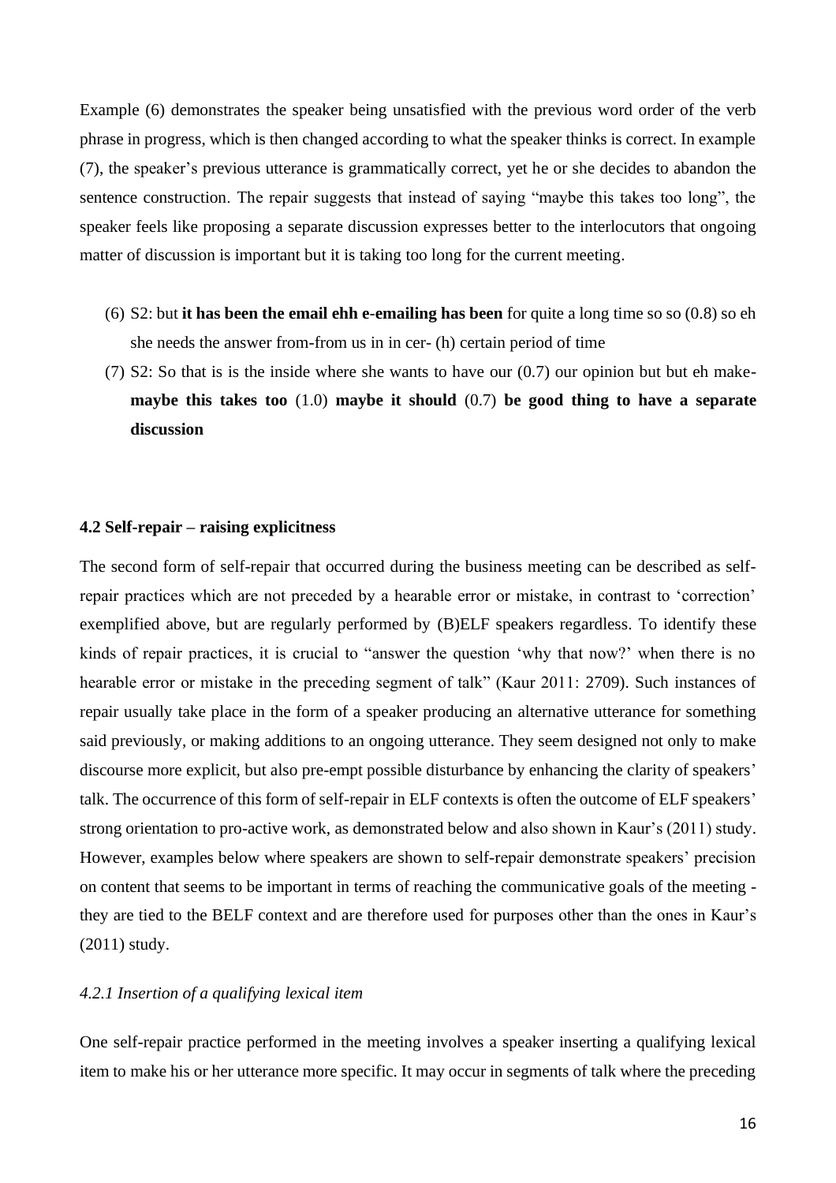Example (6) demonstrates the speaker being unsatisfied with the previous word order of the verb phrase in progress, which is then changed according to what the speaker thinks is correct. In example (7), the speaker's previous utterance is grammatically correct, yet he or she decides to abandon the sentence construction. The repair suggests that instead of saying "maybe this takes too long", the speaker feels like proposing a separate discussion expresses better to the interlocutors that ongoing matter of discussion is important but it is taking too long for the current meeting.

(6) S2: but **it has been the email ehh e-emailing has been** for quite a long time so so (0.8) so eh she needs the answer from-from us in in cer- (h) certain period of time

(7) S2: So that is is the inside where she wants to have our (0.7) our opinion but but eh make- **maybe this takes too** (1.0) **maybe it should** (0.7) **be good thing to have a separate discussion**

### 4.2 Self-repair – raising explicitness

The second form of self-repair that occurred during the business meeting can be described as self-repair practices which are not preceded by a hearable error or mistake, in contrast to 'correction' exemplified above, but are regularly performed by (B)ELF speakers regardless. To identify these kinds of repair practices, it is crucial to "answer the question 'why that now?' when there is no hearable error or mistake in the preceding segment of talk" (Kaur 2011: 2709). Such instances of repair usually take place in the form of a speaker producing an alternative utterance for something said previously, or making additions to an ongoing utterance. They seem designed not only to make discourse more explicit, but also pre-empt possible disturbance by enhancing the clarity of speakers' talk. The occurrence of this form of self-repair in ELF contexts is often the outcome of ELF speakers' strong orientation to pro-active work, as demonstrated below and also shown in Kaur's (2011) study. However, examples below where speakers are shown to self-repair demonstrate speakers' precision on content that seems to be important in terms of reaching the communicative goals of the meeting - they are tied to the BELF context and are therefore used for purposes other than the ones in Kaur's (2011) study.

#### *4.2.1 Insertion of a qualifying lexical item*

One self-repair practice performed in the meeting involves a speaker inserting a qualifying lexical item to make his or her utterance more specific. It may occur in segments of talk where the preceding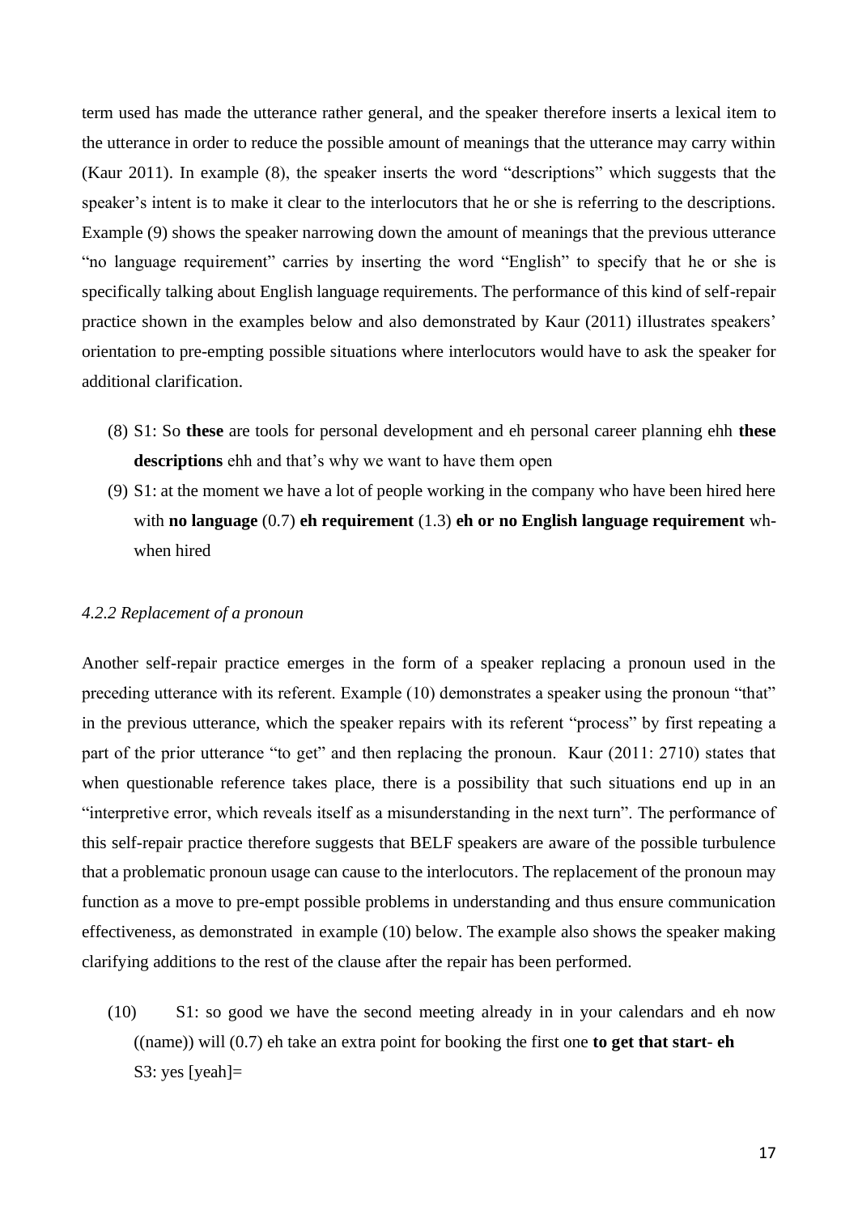term used has made the utterance rather general, and the speaker therefore inserts a lexical item to the utterance in order to reduce the possible amount of meanings that the utterance may carry within (Kaur 2011). In example (8), the speaker inserts the word "descriptions" which suggests that the speaker's intent is to make it clear to the interlocutors that he or she is referring to the descriptions. Example (9) shows the speaker narrowing down the amount of meanings that the previous utterance "no language requirement" carries by inserting the word "English" to specify that he or she is specifically talking about English language requirements. The performance of this kind of self-repair practice shown in the examples below and also demonstrated by Kaur (2011) illustrates speakers' orientation to pre-empting possible situations where interlocutors would have to ask the speaker for additional clarification.

(8) S1: So **these** are tools for personal development and eh personal career planning ehh **these descriptions** ehh and that's why we want to have them open

(9) S1: at the moment we have a lot of people working in the company who have been hired here with **no language** (0.7) **eh requirement** (1.3) **eh or no English language requirement** wh- when hired

#### *4.2.2 Replacement of a pronoun*

Another self-repair practice emerges in the form of a speaker replacing a pronoun used in the preceding utterance with its referent. Example (10) demonstrates a speaker using the pronoun "that" in the previous utterance, which the speaker repairs with its referent "process" by first repeating a part of the prior utterance "to get" and then replacing the pronoun. Kaur (2011: 2710) states that when questionable reference takes place, there is a possibility that such situations end up in an "interpretive error, which reveals itself as a misunderstanding in the next turn". The performance of this self-repair practice therefore suggests that BELF speakers are aware of the possible turbulence that a problematic pronoun usage can cause to the interlocutors. The replacement of the pronoun may function as a move to pre-empt possible problems in understanding and thus ensure communication effectiveness, as demonstrated in example (10) below. The example also shows the speaker making clarifying additions to the rest of the clause after the repair has been performed.

(10) S1: so good we have the second meeting already in in your calendars and eh now ((name)) will (0.7) eh take an extra point for booking the first one **to get that start- eh**
S3: yes [yeah]=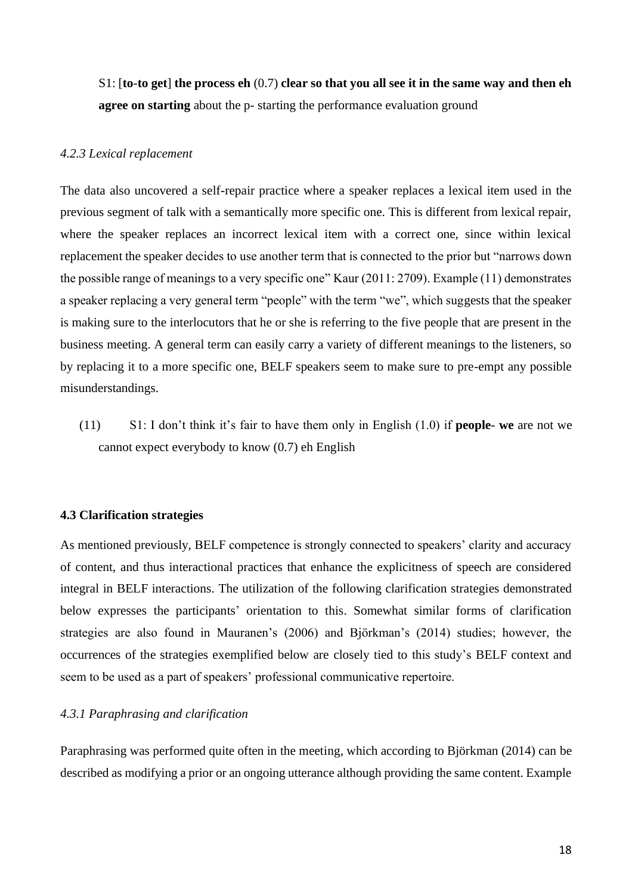S1: [**to-to get**] **the process eh** (0.7) **clear so that you all see it in the same way and then eh agree on starting** about the p- starting the performance evaluation ground

#### *4.2.3 Lexical replacement*

The data also uncovered a self-repair practice where a speaker replaces a lexical item used in the previous segment of talk with a semantically more specific one. This is different from lexical repair, where the speaker replaces an incorrect lexical item with a correct one, since within lexical replacement the speaker decides to use another term that is connected to the prior but "narrows down the possible range of meanings to a very specific one" Kaur (2011: 2709). Example (11) demonstrates a speaker replacing a very general term "people" with the term "we", which suggests that the speaker is making sure to the interlocutors that he or she is referring to the five people that are present in the business meeting. A general term can easily carry a variety of different meanings to the listeners, so by replacing it to a more specific one, BELF speakers seem to make sure to pre-empt any possible misunderstandings.

(11) S1: I don't think it's fair to have them only in English (1.0) if **people- we** are not we cannot expect everybody to know (0.7) eh English

### 4.3 Clarification strategies

As mentioned previously, BELF competence is strongly connected to speakers' clarity and accuracy of content, and thus interactional practices that enhance the explicitness of speech are considered integral in BELF interactions. The utilization of the following clarification strategies demonstrated below expresses the participants' orientation to this. Somewhat similar forms of clarification strategies are also found in Mauranen's (2006) and Björkman's (2014) studies; however, the occurrences of the strategies exemplified below are closely tied to this study's BELF context and seem to be used as a part of speakers' professional communicative repertoire.

#### *4.3.1 Paraphrasing and clarification*

Paraphrasing was performed quite often in the meeting, which according to Björkman (2014) can be described as modifying a prior or an ongoing utterance although providing the same content. Example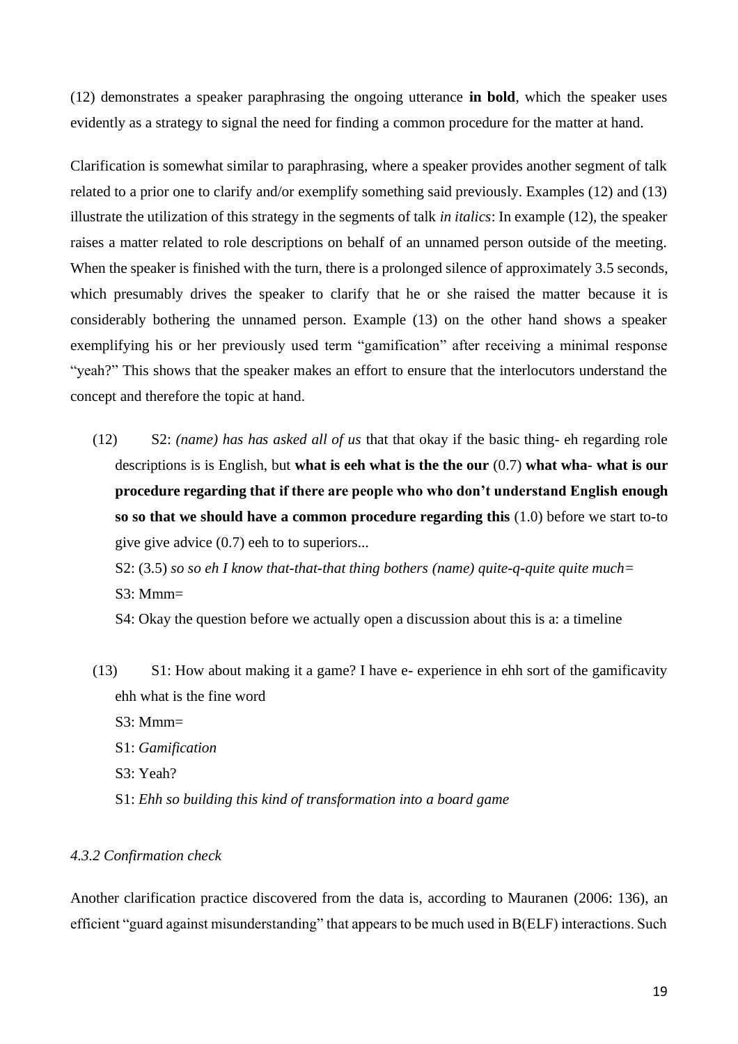(12) demonstrates a speaker paraphrasing the ongoing utterance **in bold**, which the speaker uses evidently as a strategy to signal the need for finding a common procedure for the matter at hand.

Clarification is somewhat similar to paraphrasing, where a speaker provides another segment of talk related to a prior one to clarify and/or exemplify something said previously. Examples (12) and (13) illustrate the utilization of this strategy in the segments of talk *in italics*: In example (12), the speaker raises a matter related to role descriptions on behalf of an unnamed person outside of the meeting. When the speaker is finished with the turn, there is a prolonged silence of approximately 3.5 seconds, which presumably drives the speaker to clarify that he or she raised the matter because it is considerably bothering the unnamed person. Example (13) on the other hand shows a speaker exemplifying his or her previously used term "gamification" after receiving a minimal response "yeah?" This shows that the speaker makes an effort to ensure that the interlocutors understand the concept and therefore the topic at hand.

(12) S2: *(name) has has asked all of us* that that okay if the basic thing- eh regarding role descriptions is is English, but **what is eeh what is the the our** (0.7) **what wha- what is our procedure regarding that if there are people who who don't understand English enough so so that we should have a common procedure regarding this** (1.0) before we start to-to give give advice (0.7) eeh to to superiors...

S2: (3.5) *so so eh I know that-that-that thing bothers (name) quite-q-quite quite much=*

S3: Mmm=

S4: Okay the question before we actually open a discussion about this is a: a timeline

(13) S1: How about making it a game? I have e- experience in ehh sort of the gamificavity ehh what is the fine word

S3: Mmm=

S1: *Gamification*

S3: Yeah?

S1: *Ehh so building this kind of transformation into a board game*

#### *4.3.2 Confirmation check*

Another clarification practice discovered from the data is, according to Mauranen (2006: 136), an efficient "guard against misunderstanding" that appears to be much used in B(ELF) interactions. Such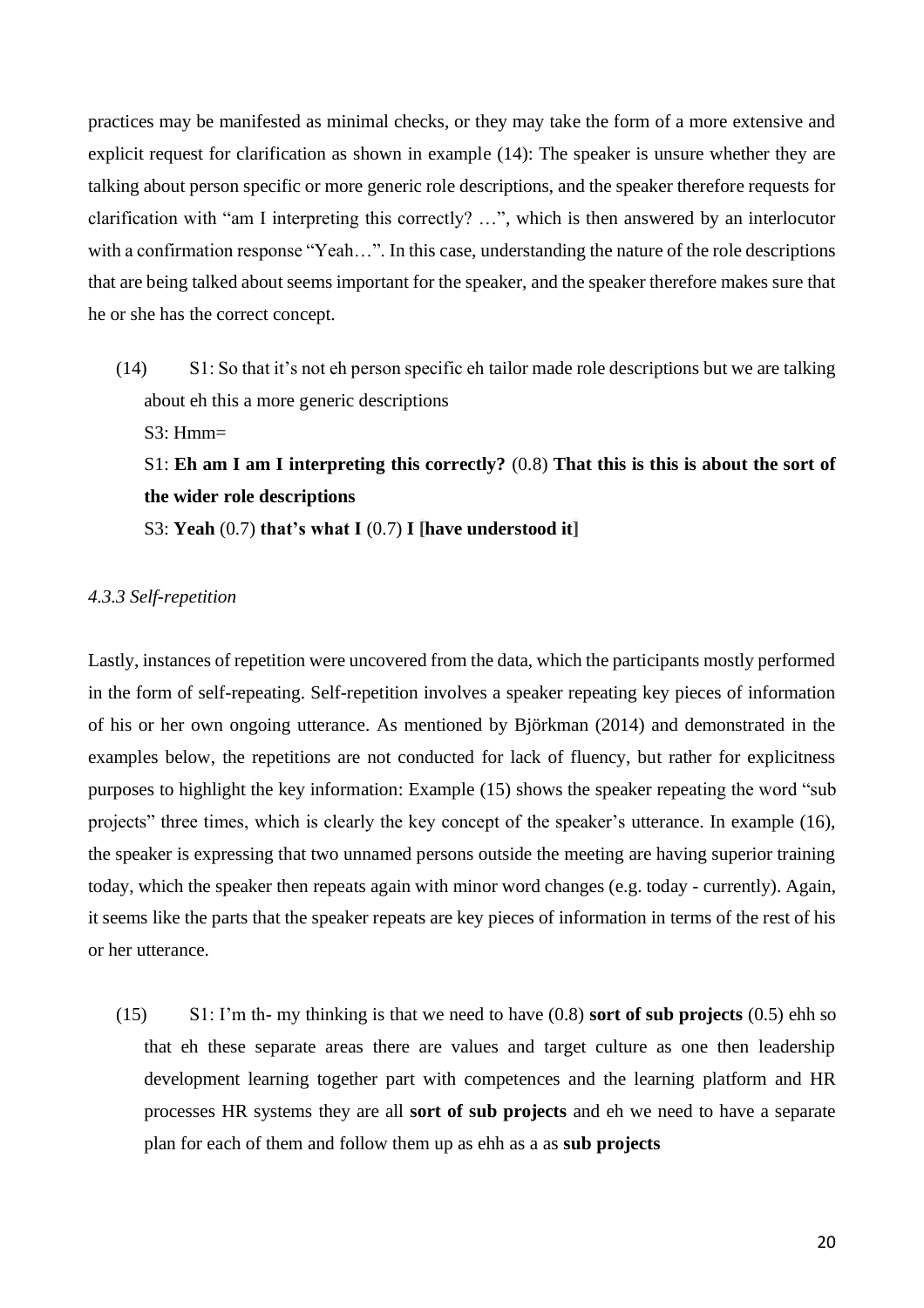practices may be manifested as minimal checks, or they may take the form of a more extensive and explicit request for clarification as shown in example (14): The speaker is unsure whether they are talking about person specific or more generic role descriptions, and the speaker therefore requests for clarification with "am I interpreting this correctly? …", which is then answered by an interlocutor with a confirmation response "Yeah…". In this case, understanding the nature of the role descriptions that are being talked about seems important for the speaker, and the speaker therefore makes sure that he or she has the correct concept.

(14) S1: So that it's not eh person specific eh tailor made role descriptions but we are talking about eh this a more generic descriptions

S3: Hmm=

S1: **Eh am I am I interpreting this correctly?** (0.8) **That this is this is about the sort of the wider role descriptions**

S3: **Yeah** (0.7) **that's what I** (0.7) **I [have understood it]**

### *4.3.3 Self-repetition*

Lastly, instances of repetition were uncovered from the data, which the participants mostly performed in the form of self-repeating. Self-repetition involves a speaker repeating key pieces of information of his or her own ongoing utterance. As mentioned by Björkman (2014) and demonstrated in the examples below, the repetitions are not conducted for lack of fluency, but rather for explicitness purposes to highlight the key information: Example (15) shows the speaker repeating the word "sub projects" three times, which is clearly the key concept of the speaker's utterance. In example (16), the speaker is expressing that two unnamed persons outside the meeting are having superior training today, which the speaker then repeats again with minor word changes (e.g. today - currently). Again, it seems like the parts that the speaker repeats are key pieces of information in terms of the rest of his or her utterance.

(15) S1: I'm th- my thinking is that we need to have (0.8) **sort of sub projects** (0.5) ehh so that eh these separate areas there are values and target culture as one then leadership development learning together part with competences and the learning platform and HR processes HR systems they are all **sort of sub projects** and eh we need to have a separate plan for each of them and follow them up as ehh as a as **sub projects**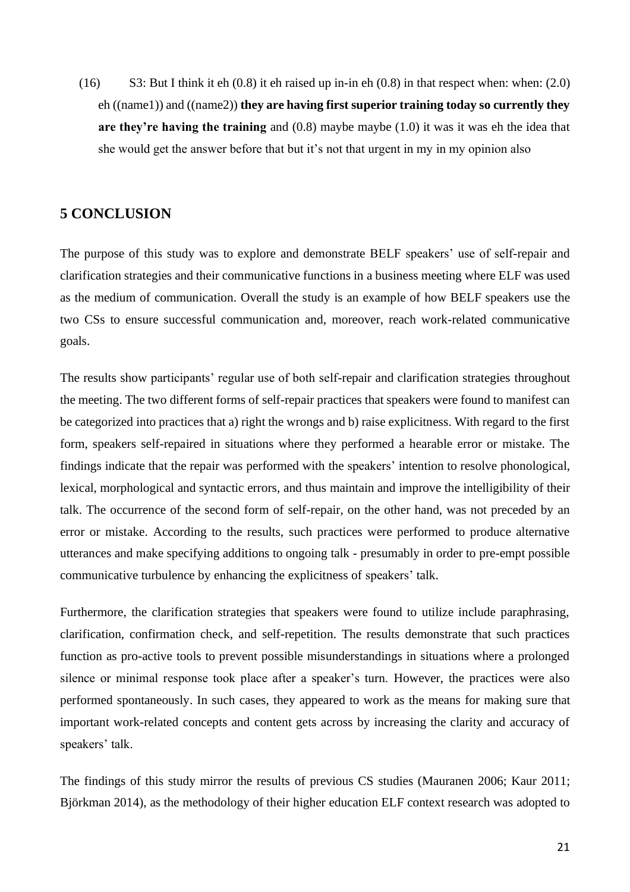(16) S3: But I think it eh (0.8) it eh raised up in-in eh (0.8) in that respect when: when: (2.0) eh ((name1)) and ((name2)) **they are having first superior training today so currently they are they're having the training** and (0.8) maybe maybe (1.0) it was it was eh the idea that she would get the answer before that but it's not that urgent in my in my opinion also

## 5 CONCLUSION

The purpose of this study was to explore and demonstrate BELF speakers' use of self-repair and clarification strategies and their communicative functions in a business meeting where ELF was used as the medium of communication. Overall the study is an example of how BELF speakers use the two CSs to ensure successful communication and, moreover, reach work-related communicative goals.

The results show participants' regular use of both self-repair and clarification strategies throughout the meeting. The two different forms of self-repair practices that speakers were found to manifest can be categorized into practices that a) right the wrongs and b) raise explicitness. With regard to the first form, speakers self-repaired in situations where they performed a hearable error or mistake. The findings indicate that the repair was performed with the speakers' intention to resolve phonological, lexical, morphological and syntactic errors, and thus maintain and improve the intelligibility of their talk. The occurrence of the second form of self-repair, on the other hand, was not preceded by an error or mistake. According to the results, such practices were performed to produce alternative utterances and make specifying additions to ongoing talk - presumably in order to pre-empt possible communicative turbulence by enhancing the explicitness of speakers' talk.

Furthermore, the clarification strategies that speakers were found to utilize include paraphrasing, clarification, confirmation check, and self-repetition. The results demonstrate that such practices function as pro-active tools to prevent possible misunderstandings in situations where a prolonged silence or minimal response took place after a speaker's turn. However, the practices were also performed spontaneously. In such cases, they appeared to work as the means for making sure that important work-related concepts and content gets across by increasing the clarity and accuracy of speakers' talk.

The findings of this study mirror the results of previous CS studies (Mauranen 2006; Kaur 2011; Björkman 2014), as the methodology of their higher education ELF context research was adopted to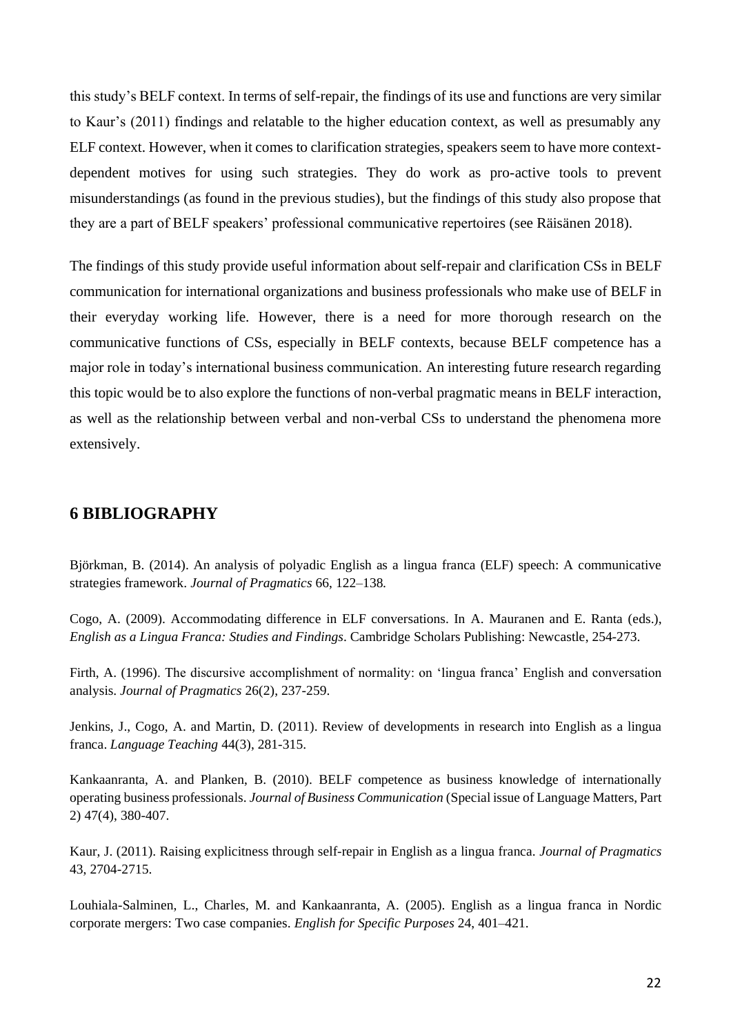this study's BELF context. In terms of self-repair, the findings of its use and functions are very similar to Kaur's (2011) findings and relatable to the higher education context, as well as presumably any ELF context. However, when it comes to clarification strategies, speakers seem to have more context-dependent motives for using such strategies. They do work as pro-active tools to prevent misunderstandings (as found in the previous studies), but the findings of this study also propose that they are a part of BELF speakers' professional communicative repertoires (see Räisänen 2018).

The findings of this study provide useful information about self-repair and clarification CSs in BELF communication for international organizations and business professionals who make use of BELF in their everyday working life. However, there is a need for more thorough research on the communicative functions of CSs, especially in BELF contexts, because BELF competence has a major role in today's international business communication. An interesting future research regarding this topic would be to also explore the functions of non-verbal pragmatic means in BELF interaction, as well as the relationship between verbal and non-verbal CSs to understand the phenomena more extensively.

## 6 BIBLIOGRAPHY

Björkman, B. (2014). An analysis of polyadic English as a lingua franca (ELF) speech: A communicative strategies framework. *Journal of Pragmatics* 66, 122–138.

Cogo, A. (2009). Accommodating difference in ELF conversations. In A. Mauranen and E. Ranta (eds.), *English as a Lingua Franca: Studies and Findings*. Cambridge Scholars Publishing: Newcastle, 254-273.

Firth, A. (1996). The discursive accomplishment of normality: on 'lingua franca' English and conversation analysis. *Journal of Pragmatics* 26(2), 237-259.

Jenkins, J., Cogo, A. and Martin, D. (2011). Review of developments in research into English as a lingua franca. *Language Teaching* 44(3), 281-315.

Kankaanranta, A. and Planken, B. (2010). BELF competence as business knowledge of internationally operating business professionals. *Journal of Business Communication* (Special issue of Language Matters, Part 2) 47(4), 380-407.

Kaur, J. (2011). Raising explicitness through self-repair in English as a lingua franca. *Journal of Pragmatics* 43, 2704-2715.

Louhiala-Salminen, L., Charles, M. and Kankaanranta, A. (2005). English as a lingua franca in Nordic corporate mergers: Two case companies. *English for Specific Purposes* 24, 401–421.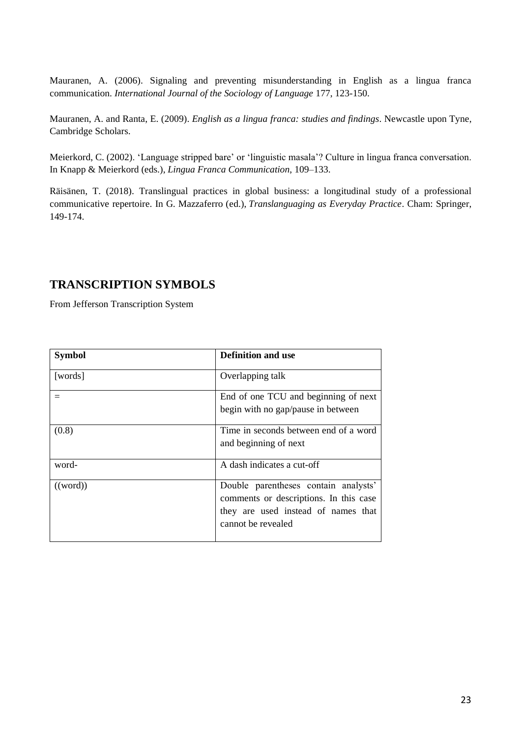Mauranen, A. (2006). Signaling and preventing misunderstanding in English as a lingua franca communication. *International Journal of the Sociology of Language* 177, 123-150.

Mauranen, A. and Ranta, E. (2009). *English as a lingua franca: studies and findings*. Newcastle upon Tyne, Cambridge Scholars.

Meierkord, C. (2002). 'Language stripped bare' or 'linguistic masala'? Culture in lingua franca conversation. In Knapp & Meierkord (eds.), *Lingua Franca Communication*, 109–133.

Räisänen, T. (2018). Translingual practices in global business: a longitudinal study of a professional communicative repertoire. In G. Mazzaferro (ed.), *Translanguaging as Everyday Practice*. Cham: Springer, 149-174.

## TRANSCRIPTION SYMBOLS

From Jefferson Transcription System

| **Symbol** | **Definition and use** |
|---|---|
| [words] | Overlapping talk |
| = | End of one TCU and beginning of next begin with no gap/pause in between |
| (0.8) | Time in seconds between end of a word and beginning of next |
| word- | A dash indicates a cut-off |
| ((word)) | Double parentheses contain analysts' comments or descriptions. In this case they are used instead of names that cannot be revealed |